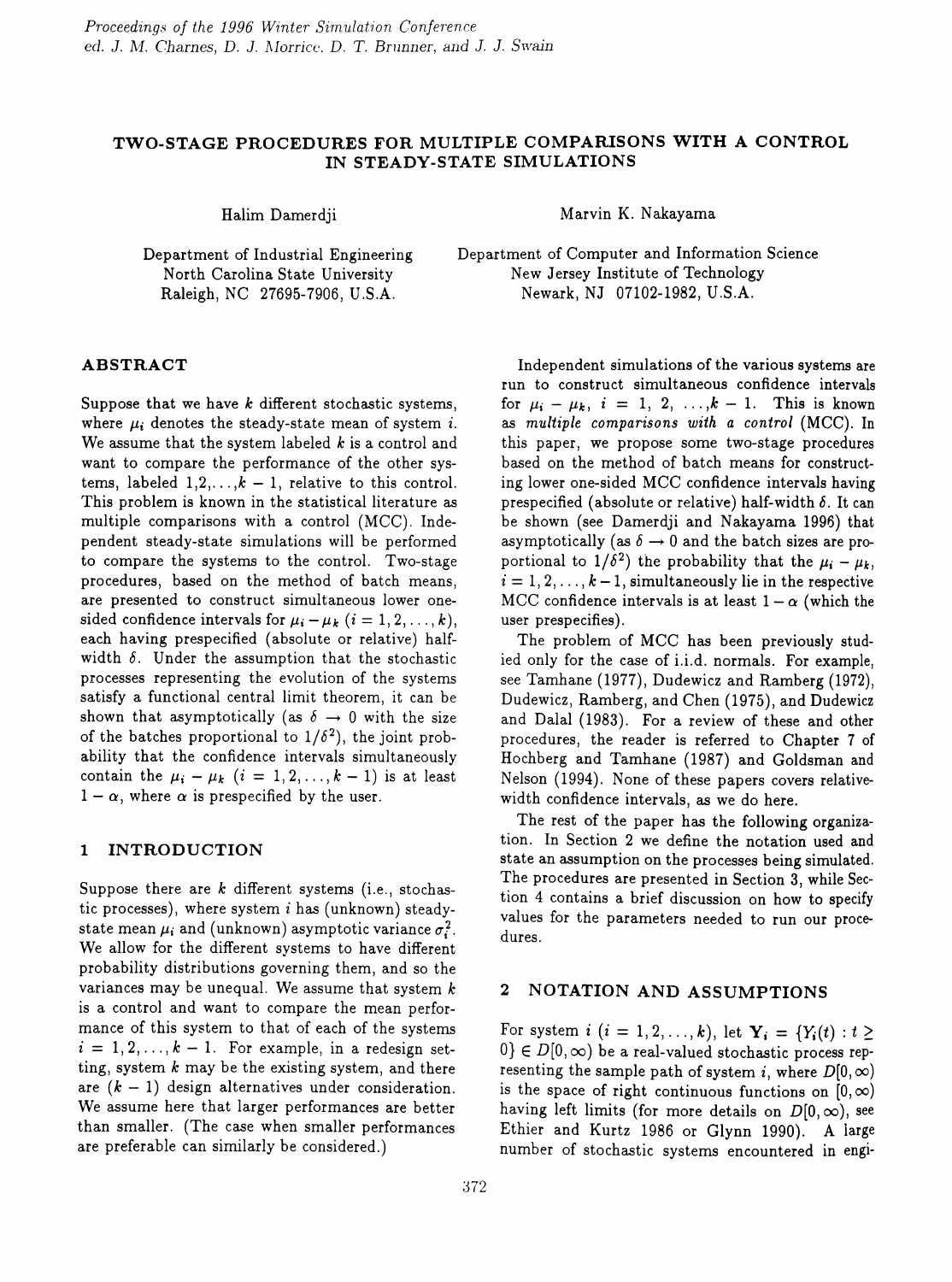*Proceedings of the 1996 Winter Simulation Conference*
*ed. J. M. Charnes, D. J. Morrice, D. T. Brunner, and J. J. Swain*

# TWO-STAGE PROCEDURES FOR MULTIPLE COMPARISONS WITH A CONTROL IN STEADY-STATE SIMULATIONS

Halim Damerdji

Department of Industrial Engineering
North Carolina State University
Raleigh, NC 27695-7906, U.S.A.

Marvin K. Nakayama

Department of Computer and Information Science
New Jersey Institute of Technology
Newark, NJ 07102-1982, U.S.A.

## ABSTRACT

Suppose that we have $k$ different stochastic systems, where $\mu_i$ denotes the steady-state mean of system $i$. We assume that the system labeled $k$ is a control and want to compare the performance of the other systems, labeled $1, 2, \ldots, k-1$, relative to this control. This problem is known in the statistical literature as multiple comparisons with a control (MCC). Independent steady-state simulations will be performed to compare the systems to the control. Two-stage procedures, based on the method of batch means, are presented to construct simultaneous lower one-sided confidence intervals for $\mu_i - \mu_k$ ($i = 1, 2, \ldots, k$), each having prespecified (absolute or relative) half-width $\delta$. Under the assumption that the stochastic processes representing the evolution of the systems satisfy a functional central limit theorem, it can be shown that asymptotically (as $\delta \to 0$ with the size of the batches proportional to $1/\delta^2$), the joint probability that the confidence intervals simultaneously contain the $\mu_i - \mu_k$ ($i = 1, 2, \ldots, k-1$) is at least $1 - \alpha$, where $\alpha$ is prespecified by the user.

## 1 INTRODUCTION

Suppose there are $k$ different systems (i.e., stochastic processes), where system $i$ has (unknown) steady-state mean $\mu_i$ and (unknown) asymptotic variance $\sigma_i^2$. We allow for the different systems to have different probability distributions governing them, and so the variances may be unequal. We assume that system $k$ is a control and want to compare the mean performance of this system to that of each of the systems $i = 1, 2, \ldots, k-1$. For example, in a redesign setting, system $k$ may be the existing system, and there are $(k-1)$ design alternatives under consideration. We assume here that larger performances are better than smaller. (The case when smaller performances are preferable can similarly be considered.)

Independent simulations of the various systems are run to construct simultaneous confidence intervals for $\mu_i - \mu_k$, $i = 1, 2, \ldots, k-1$. This is known as *multiple comparisons with a control* (MCC). In this paper, we propose some two-stage procedures based on the method of batch means for constructing lower one-sided MCC confidence intervals having prespecified (absolute or relative) half-width $\delta$. It can be shown (see Damerdji and Nakayama 1996) that asymptotically (as $\delta \to 0$ and the batch sizes are proportional to $1/\delta^2$) the probability that the $\mu_i - \mu_k$, $i = 1, 2, \ldots, k-1$, simultaneously lie in the respective MCC confidence intervals is at least $1 - \alpha$ (which the user prespecifies).

The problem of MCC has been previously studied only for the case of i.i.d. normals. For example, see Tamhane (1977), Dudewicz and Ramberg (1972), Dudewicz, Ramberg, and Chen (1975), and Dudewicz and Dalal (1983). For a review of these and other procedures, the reader is referred to Chapter 7 of Hochberg and Tamhane (1987) and Goldsman and Nelson (1994). None of these papers covers relative-width confidence intervals, as we do here.

The rest of the paper has the following organization. In Section 2 we define the notation used and state an assumption on the processes being simulated. The procedures are presented in Section 3, while Section 4 contains a brief discussion on how to specify values for the parameters needed to run our procedures.

## 2 NOTATION AND ASSUMPTIONS

For system $i$ ($i = 1, 2, \ldots, k$), let $\mathbf{Y}_i = \{Y_i(t) : t \geq 0\} \in D[0, \infty)$ be a real-valued stochastic process representing the sample path of system $i$, where $D[0, \infty)$ is the space of right continuous functions on $[0, \infty)$ having left limits (for more details on $D[0, \infty)$, see Ethier and Kurtz 1986 or Glynn 1990). A large number of stochastic systems encountered in engi-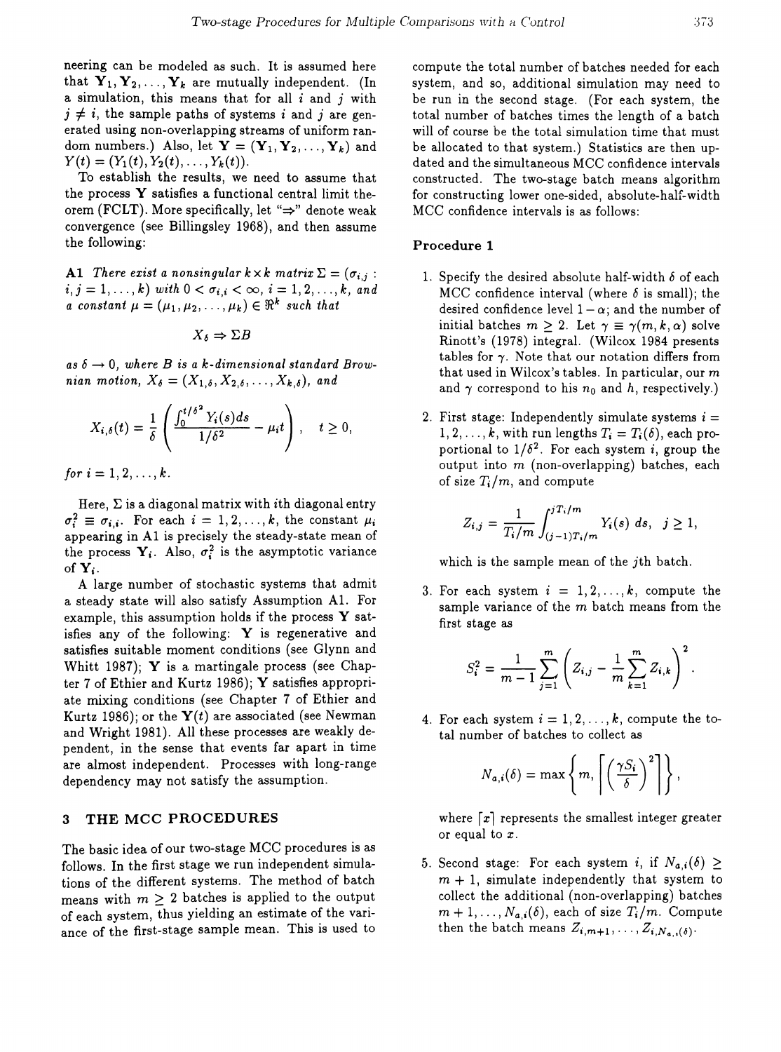neering can be modeled as such. It is assumed here that $\mathbf{Y}_1, \mathbf{Y}_2, \ldots, \mathbf{Y}_k$ are mutually independent. (In a simulation, this means that for all $i$ and $j$ with $j \neq i$, the sample paths of systems $i$ and $j$ are generated using non-overlapping streams of uniform random numbers.) Also, let $\mathbf{Y} = (\mathbf{Y}_1, \mathbf{Y}_2, \ldots, \mathbf{Y}_k)$ and $Y(t) = (Y_1(t), Y_2(t), \ldots, Y_k(t))$.

To establish the results, we need to assume that the process $\mathbf{Y}$ satisfies a functional central limit theorem (FCLT). More specifically, let "$\Rightarrow$" denote weak convergence (see Billingsley 1968), and then assume the following:

**A1** *There exist a nonsingular $k \times k$ matrix $\Sigma = (\sigma_{i,j} : i, j = 1, \ldots, k)$ with $0 < \sigma_{i,i} < \infty$, $i = 1, 2, \ldots, k$, and a constant $\mu = (\mu_1, \mu_2, \ldots, \mu_k) \in \Re^k$ such that*

$$X_\delta \Rightarrow \Sigma B$$

*as $\delta \to 0$, where $B$ is a $k$-dimensional standard Brownian motion, $X_\delta = (X_{1,\delta}, X_{2,\delta}, \ldots, X_{k,\delta})$, and*

$$X_{i,\delta}(t) = \frac{1}{\delta}\left(\frac{\int_0^{t/\delta^2} Y_i(s)ds}{1/\delta^2} - \mu_i t\right), \quad t \geq 0,$$

*for $i = 1, 2, \ldots, k$.*

Here, $\Sigma$ is a diagonal matrix with $i$th diagonal entry $\sigma_i^2 \equiv \sigma_{i,i}$. For each $i = 1, 2, \ldots, k$, the constant $\mu_i$ appearing in A1 is precisely the steady-state mean of the process $\mathbf{Y}_i$. Also, $\sigma_i^2$ is the asymptotic variance of $\mathbf{Y}_i$.

A large number of stochastic systems that admit a steady state will also satisfy Assumption A1. For example, this assumption holds if the process $\mathbf{Y}$ satisfies any of the following: $\mathbf{Y}$ is regenerative and satisfies suitable moment conditions (see Glynn and Whitt 1987); $\mathbf{Y}$ is a martingale process (see Chapter 7 of Ethier and Kurtz 1986); $\mathbf{Y}$ satisfies appropriate mixing conditions (see Chapter 7 of Ethier and Kurtz 1986); or the $\mathbf{Y}(t)$ are associated (see Newman and Wright 1981). All these processes are weakly dependent, in the sense that events far apart in time are almost independent. Processes with long-range dependency may not satisfy the assumption.

## 3 THE MCC PROCEDURES

The basic idea of our two-stage MCC procedures is as follows. In the first stage we run independent simulations of the different systems. The method of batch means with $m \geq 2$ batches is applied to the output of each system, thus yielding an estimate of the variance of the first-stage sample mean. This is used to compute the total number of batches needed for each system, and so, additional simulation may need to be run in the second stage. (For each system, the total number of batches times the length of a batch will of course be the total simulation time that must be allocated to that system.) Statistics are then updated and the simultaneous MCC confidence intervals constructed. The two-stage batch means algorithm for constructing lower one-sided, absolute-half-width MCC confidence intervals is as follows:

### Procedure 1

1. Specify the desired absolute half-width $\delta$ of each MCC confidence interval (where $\delta$ is small); the desired confidence level $1 - \alpha$; and the number of initial batches $m \geq 2$. Let $\gamma \equiv \gamma(m, k, \alpha)$ solve Rinott's (1978) integral. (Wilcox 1984 presents tables for $\gamma$. Note that our notation differs from that used in Wilcox's tables. In particular, our $m$ and $\gamma$ correspond to his $n_0$ and $h$, respectively.)

2. First stage: Independently simulate systems $i = 1, 2, \ldots, k$, with run lengths $T_i = T_i(\delta)$, each proportional to $1/\delta^2$. For each system $i$, group the output into $m$ (non-overlapping) batches, each of size $T_i/m$, and compute

$$Z_{i,j} = \frac{1}{T_i/m}\int_{(j-1)T_i/m}^{jT_i/m} Y_i(s)\, ds, \quad j \geq 1,$$

which is the sample mean of the $j$th batch.

3. For each system $i = 1, 2, \ldots, k$, compute the sample variance of the $m$ batch means from the first stage as

$$S_i^2 = \frac{1}{m-1}\sum_{j=1}^{m}\left(Z_{i,j} - \frac{1}{m}\sum_{k=1}^{m} Z_{i,k}\right)^2.$$

4. For each system $i = 1, 2, \ldots, k$, compute the total number of batches to collect as

$$N_{a,i}(\delta) = \max\left\{m, \left\lceil\left(\frac{\gamma S_i}{\delta}\right)^2\right\rceil\right\},$$

where $\lceil x \rceil$ represents the smallest integer greater or equal to $x$.

5. Second stage: For each system $i$, if $N_{a,i}(\delta) \geq m + 1$, simulate independently that system to collect the additional (non-overlapping) batches $m + 1, \ldots, N_{a,i}(\delta)$, each of size $T_i/m$. Compute then the batch means $Z_{i,m+1}, \ldots, Z_{i,N_{a,i}(\delta)}$.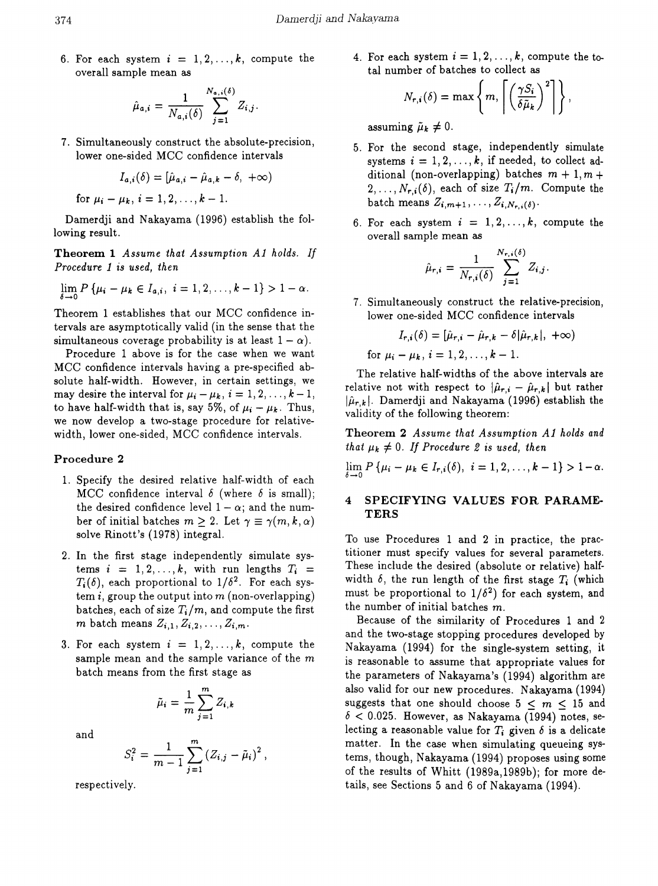6. For each system $i = 1, 2, \ldots, k$, compute the overall sample mean as

$$\hat{\mu}_{a,i} = \frac{1}{N_{a,i}(\delta)} \sum_{j=1}^{N_{a,i}(\delta)} Z_{i,j}.$$

7. Simultaneously construct the absolute-precision, lower one-sided MCC confidence intervals

$$I_{a,i}(\delta) = [\hat{\mu}_{a,i} - \hat{\mu}_{a,k} - \delta, \ +\infty)$$

for $\mu_i - \mu_k$, $i = 1, 2, \ldots, k-1$.

Damerdji and Nakayama (1996) establish the following result.

**Theorem 1** *Assume that Assumption A1 holds. If Procedure 1 is used, then*

$$\lim_{\delta \to 0} P\{\mu_i - \mu_k \in I_{a,i}, \ i = 1, 2, \ldots, k-1\} > 1 - \alpha.$$

Theorem 1 establishes that our MCC confidence intervals are asymptotically valid (in the sense that the simultaneous coverage probability is at least $1 - \alpha$).

Procedure 1 above is for the case when we want MCC confidence intervals having a pre-specified absolute half-width. However, in certain settings, we may desire the interval for $\mu_i - \mu_k$, $i = 1, 2, \ldots, k-1$, to have half-width that is, say 5%, of $\mu_i - \mu_k$. Thus, we now develop a two-stage procedure for relative-width, lower one-sided, MCC confidence intervals.

### Procedure 2

1. Specify the desired relative half-width of each MCC confidence interval $\delta$ (where $\delta$ is small); the desired confidence level $1 - \alpha$; and the number of initial batches $m \geq 2$. Let $\gamma \equiv \gamma(m, k, \alpha)$ solve Rinott's (1978) integral.

2. In the first stage independently simulate systems $i = 1, 2, \ldots, k$, with run lengths $T_i = T_i(\delta)$, each proportional to $1/\delta^2$. For each system $i$, group the output into $m$ (non-overlapping) batches, each of size $T_i/m$, and compute the first $m$ batch means $Z_{i,1}, Z_{i,2}, \ldots, Z_{i,m}$.

3. For each system $i = 1, 2, \ldots, k$, compute the sample mean and the sample variance of the $m$ batch means from the first stage as

$$\tilde{\mu}_i = \frac{1}{m} \sum_{j=1}^{m} Z_{i,k}$$

and

$$S_i^2 = \frac{1}{m-1} \sum_{j=1}^{m} (Z_{i,j} - \tilde{\mu}_i)^2,$$

respectively.

4. For each system $i = 1, 2, \ldots, k$, compute the total number of batches to collect as

$$N_{r,i}(\delta) = \max\left\{m, \left\lceil \left(\frac{\gamma S_i}{\delta \tilde{\mu}_k}\right)^2 \right\rceil \right\},$$

assuming $\tilde{\mu}_k \neq 0$.

5. For the second stage, independently simulate systems $i = 1, 2, \ldots, k$, if needed, to collect additional (non-overlapping) batches $m+1, m+2, \ldots, N_{r,i}(\delta)$, each of size $T_i/m$. Compute the batch means $Z_{i,m+1}, \ldots, Z_{i,N_{r,i}(\delta)}$.

6. For each system $i = 1, 2, \ldots, k$, compute the overall sample mean as

$$\hat{\mu}_{r,i} = \frac{1}{N_{r,i}(\delta)} \sum_{j=1}^{N_{r,i}(\delta)} Z_{i,j}.$$

7. Simultaneously construct the relative-precision, lower one-sided MCC confidence intervals

$$I_{r,i}(\delta) = [\hat{\mu}_{r,i} - \hat{\mu}_{r,k} - \delta|\hat{\mu}_{r,k}|, \ +\infty)$$

for $\mu_i - \mu_k$, $i = 1, 2, \ldots, k-1$.

The relative half-widths of the above intervals are relative not with respect to $|\hat{\mu}_{r,i} - \hat{\mu}_{r,k}|$ but rather $|\hat{\mu}_{r,k}|$. Damerdji and Nakayama (1996) establish the validity of the following theorem:

**Theorem 2** *Assume that Assumption A1 holds and that $\mu_k \neq 0$. If Procedure 2 is used, then*

$$\lim_{\delta \to 0} P\{\mu_i - \mu_k \in I_{r,i}(\delta), \ i = 1, 2, \ldots, k-1\} > 1 - \alpha.$$

## 4 SPECIFYING VALUES FOR PARAMETERS

To use Procedures 1 and 2 in practice, the practitioner must specify values for several parameters. These include the desired (absolute or relative) half-width $\delta$, the run length of the first stage $T_i$ (which must be proportional to $1/\delta^2$) for each system, and the number of initial batches $m$.

Because of the similarity of Procedures 1 and 2 and the two-stage stopping procedures developed by Nakayama (1994) for the single-system setting, it is reasonable to assume that appropriate values for the parameters of Nakayama's (1994) algorithm are also valid for our new procedures. Nakayama (1994) suggests that one should choose $5 \leq m \leq 15$ and $\delta < 0.025$. However, as Nakayama (1994) notes, selecting a reasonable value for $T_i$ given $\delta$ is a delicate matter. In the case when simulating queueing systems, though, Nakayama (1994) proposes using some of the results of Whitt (1989a,1989b); for more details, see Sections 5 and 6 of Nakayama (1994).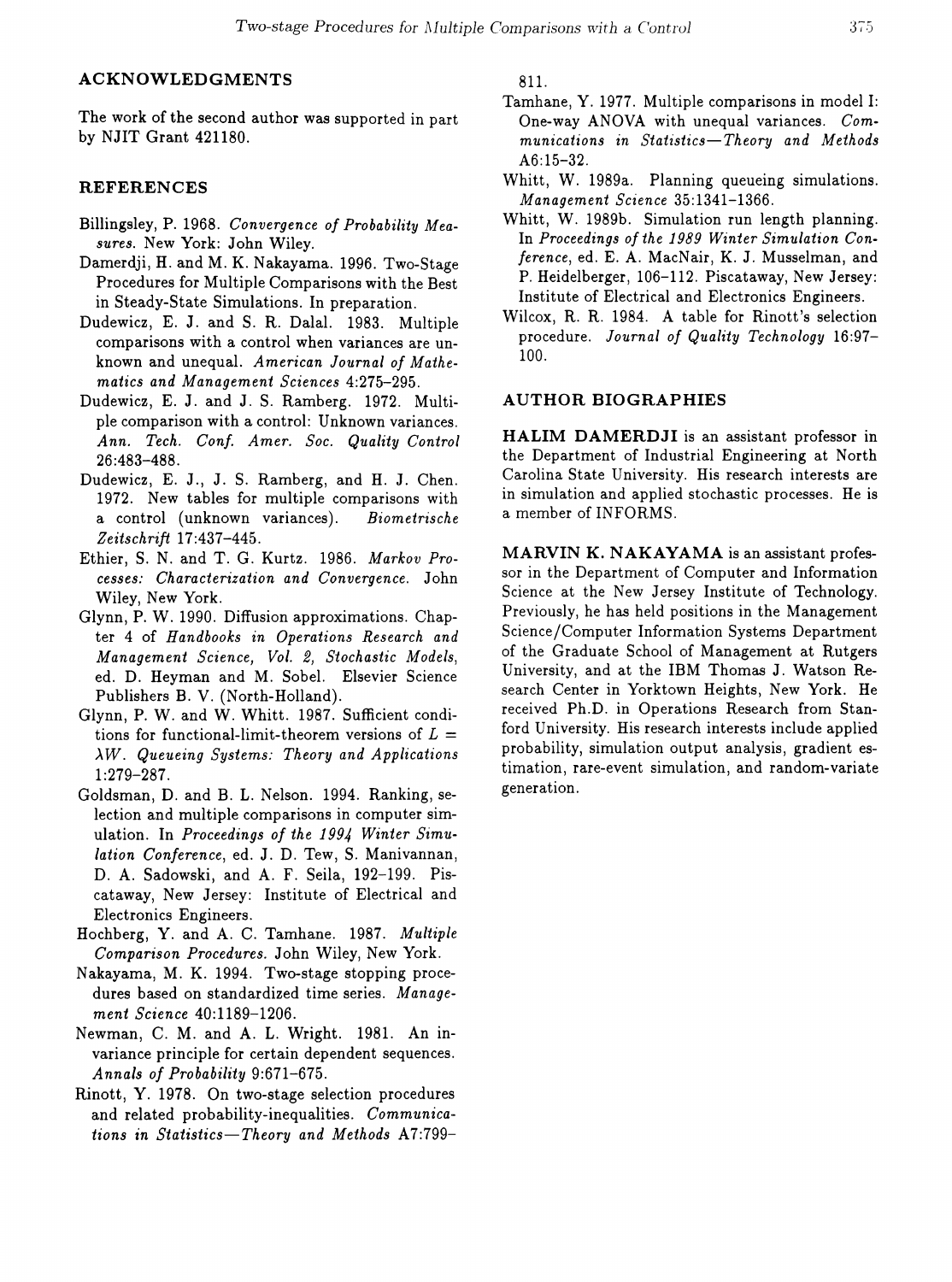## ACKNOWLEDGMENTS

The work of the second author was supported in part by NJIT Grant 421180.

## REFERENCES

Billingsley, P. 1968. *Convergence of Probability Measures*. New York: John Wiley.

Damerdji, H. and M. K. Nakayama. 1996. Two-Stage Procedures for Multiple Comparisons with the Best in Steady-State Simulations. In preparation.

Dudewicz, E. J. and S. R. Dalal. 1983. Multiple comparisons with a control when variances are unknown and unequal. *American Journal of Mathematics and Management Sciences* 4:275–295.

Dudewicz, E. J. and J. S. Ramberg. 1972. Multiple comparison with a control: Unknown variances. *Ann. Tech. Conf. Amer. Soc. Quality Control* 26:483–488.

Dudewicz, E. J., J. S. Ramberg, and H. J. Chen. 1972. New tables for multiple comparisons with a control (unknown variances). *Biometrische Zeitschrift* 17:437–445.

Ethier, S. N. and T. G. Kurtz. 1986. *Markov Processes: Characterization and Convergence.* John Wiley, New York.

Glynn, P. W. 1990. Diffusion approximations. Chapter 4 of *Handbooks in Operations Research and Management Science, Vol. 2, Stochastic Models*, ed. D. Heyman and M. Sobel. Elsevier Science Publishers B. V. (North-Holland).

Glynn, P. W. and W. Whitt. 1987. Sufficient conditions for functional-limit-theorem versions of $L = \lambda W$. *Queueing Systems: Theory and Applications* 1:279–287.

Goldsman, D. and B. L. Nelson. 1994. Ranking, selection and multiple comparisons in computer simulation. In *Proceedings of the 1994 Winter Simulation Conference*, ed. J. D. Tew, S. Manivannan, D. A. Sadowski, and A. F. Seila, 192–199. Piscataway, New Jersey: Institute of Electrical and Electronics Engineers.

Hochberg, Y. and A. C. Tamhane. 1987. *Multiple Comparison Procedures.* John Wiley, New York.

Nakayama, M. K. 1994. Two-stage stopping procedures based on standardized time series. *Management Science* 40:1189–1206.

Newman, C. M. and A. L. Wright. 1981. An invariance principle for certain dependent sequences. *Annals of Probability* 9:671–675.

Rinott, Y. 1978. On two-stage selection procedures and related probability-inequalities. *Communications in Statistics—Theory and Methods* A7:799–811.

Tamhane, Y. 1977. Multiple comparisons in model I: One-way ANOVA with unequal variances. *Communications in Statistics—Theory and Methods* A6:15–32.

Whitt, W. 1989a. Planning queueing simulations. *Management Science* 35:1341–1366.

Whitt, W. 1989b. Simulation run length planning. In *Proceedings of the 1989 Winter Simulation Conference*, ed. E. A. MacNair, K. J. Musselman, and P. Heidelberger, 106–112. Piscataway, New Jersey: Institute of Electrical and Electronics Engineers.

Wilcox, R. R. 1984. A table for Rinott's selection procedure. *Journal of Quality Technology* 16:97–100.

## AUTHOR BIOGRAPHIES

**HALIM DAMERDJI** is an assistant professor in the Department of Industrial Engineering at North Carolina State University. His research interests are in simulation and applied stochastic processes. He is a member of INFORMS.

**MARVIN K. NAKAYAMA** is an assistant professor in the Department of Computer and Information Science at the New Jersey Institute of Technology. Previously, he has held positions in the Management Science/Computer Information Systems Department of the Graduate School of Management at Rutgers University, and at the IBM Thomas J. Watson Research Center in Yorktown Heights, New York. He received Ph.D. in Operations Research from Stanford University. His research interests include applied probability, simulation output analysis, gradient estimation, rare-event simulation, and random-variate generation.